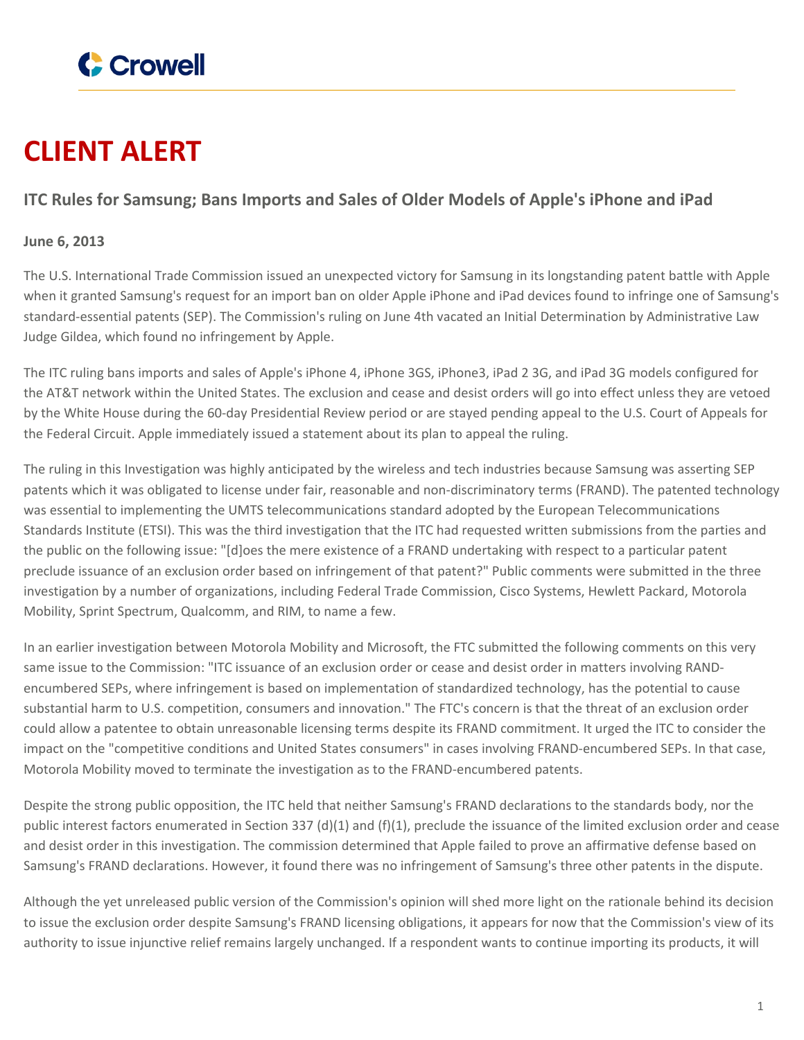# CLIENT ALERT

## ITC Rules for Samsung; Bans Imports and Sales of Older Models of Apple's iPhone and iPad

**June 6, 2013**

The U.S. International Trade Commission issued an unexpected victory for Samsung in its longstanding patent battle with Apple when it granted Samsung's request for an import ban on older Apple iPhone and iPad devices found to infringe one of Samsung's standard-essential patents (SEP). The Commission's ruling on June 4th vacated an Initial Determination by Administrative Law Judge Gildea, which found no infringement by Apple.

The ITC ruling bans imports and sales of Apple's iPhone 4, iPhone 3GS, iPhone3, iPad 2 3G, and iPad 3G models configured for the AT&T network within the United States. The exclusion and cease and desist orders will go into effect unless they are vetoed by the White House during the 60-day Presidential Review period or are stayed pending appeal to the U.S. Court of Appeals for the Federal Circuit. Apple immediately issued a statement about its plan to appeal the ruling.

The ruling in this Investigation was highly anticipated by the wireless and tech industries because Samsung was asserting SEP patents which it was obligated to license under fair, reasonable and non-discriminatory terms (FRAND). The patented technology was essential to implementing the UMTS telecommunications standard adopted by the European Telecommunications Standards Institute (ETSI). This was the third investigation that the ITC had requested written submissions from the parties and the public on the following issue: "[d]oes the mere existence of a FRAND undertaking with respect to a particular patent preclude issuance of an exclusion order based on infringement of that patent?" Public comments were submitted in the three investigation by a number of organizations, including Federal Trade Commission, Cisco Systems, Hewlett Packard, Motorola Mobility, Sprint Spectrum, Qualcomm, and RIM, to name a few.

In an earlier investigation between Motorola Mobility and Microsoft, the FTC submitted the following comments on this very same issue to the Commission: "ITC issuance of an exclusion order or cease and desist order in matters involving RAND-encumbered SEPs, where infringement is based on implementation of standardized technology, has the potential to cause substantial harm to U.S. competition, consumers and innovation." The FTC's concern is that the threat of an exclusion order could allow a patentee to obtain unreasonable licensing terms despite its FRAND commitment. It urged the ITC to consider the impact on the "competitive conditions and United States consumers" in cases involving FRAND-encumbered SEPs. In that case, Motorola Mobility moved to terminate the investigation as to the FRAND-encumbered patents.

Despite the strong public opposition, the ITC held that neither Samsung's FRAND declarations to the standards body, nor the public interest factors enumerated in Section 337 (d)(1) and (f)(1), preclude the issuance of the limited exclusion order and cease and desist order in this investigation. The commission determined that Apple failed to prove an affirmative defense based on Samsung's FRAND declarations. However, it found there was no infringement of Samsung's three other patents in the dispute.

Although the yet unreleased public version of the Commission's opinion will shed more light on the rationale behind its decision to issue the exclusion order despite Samsung's FRAND licensing obligations, it appears for now that the Commission's view of its authority to issue injunctive relief remains largely unchanged. If a respondent wants to continue importing its products, it will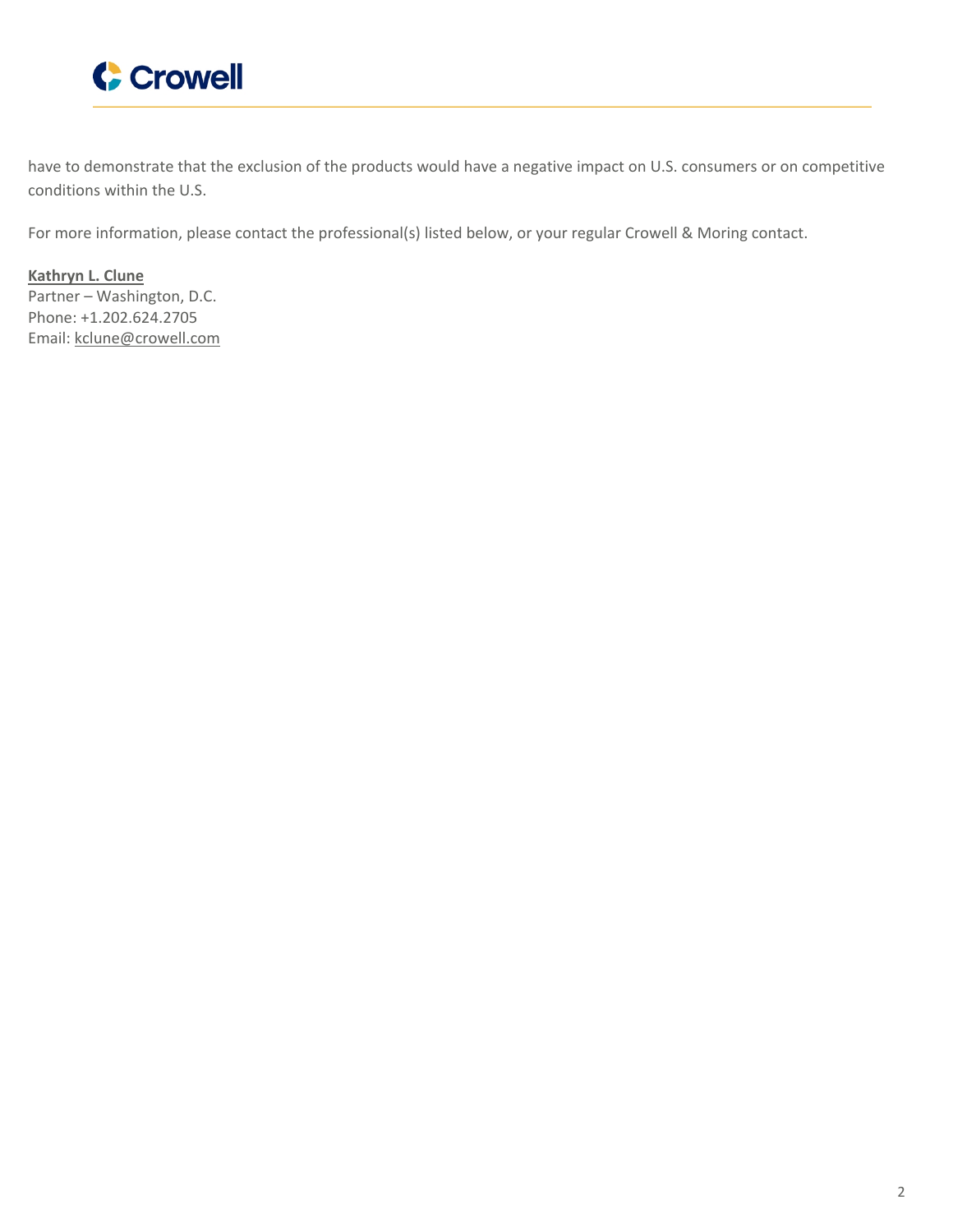have to demonstrate that the exclusion of the products would have a negative impact on U.S. consumers or on competitive conditions within the U.S.

For more information, please contact the professional(s) listed below, or your regular Crowell & Moring contact.

**Kathryn L. Clune**
Partner – Washington, D.C.
Phone: +1.202.624.2705
Email: kclune@crowell.com